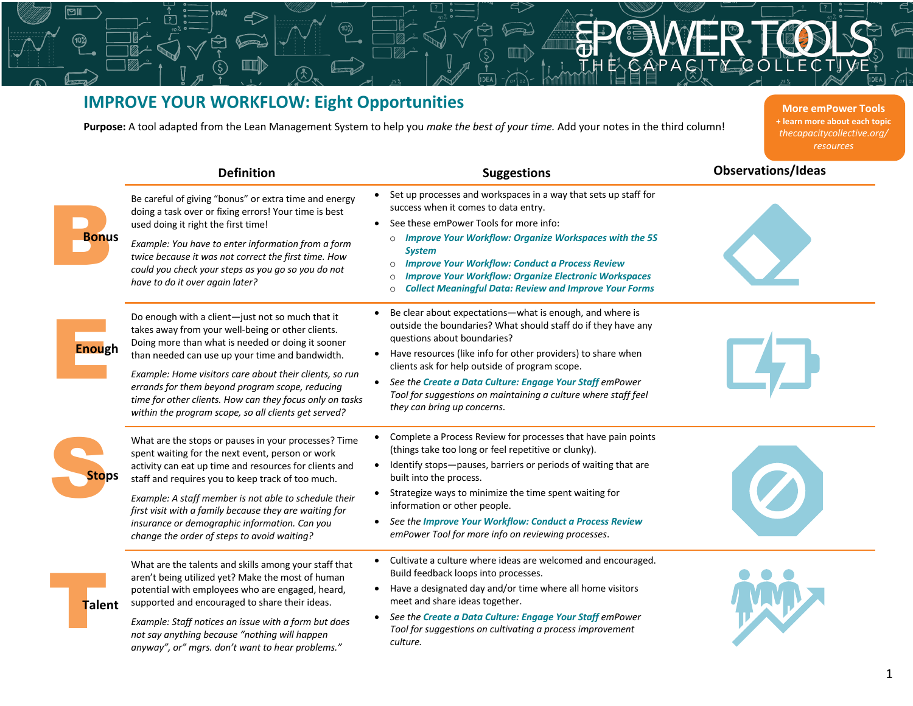# IMPROVE YOUR WORKFLOW: Eight Opportunities

**Purpose:** A tool adapted from the Lean Management System to help you *make the best of your time.* Add your notes in the third column!

**More emPower Tools**
**+ learn more about each topic**
*thecapacitycollective.org/resources*

| | Definition | Suggestions | Observations/Ideas |
|---|---|---|---|
| **B** Bonus | Be careful of giving "bonus" or extra time and energy doing a task over or fixing errors! Your time is best used doing it right the first time!<br><br>*Example: You have to enter information from a form twice because it was not correct the first time. How could you check your steps as you go so you do not have to do it over again later?* | • Set up processes and workspaces in a way that sets up staff for success when it comes to data entry.<br>• See these emPower Tools for more info:<br>  ○ ***Improve Your Workflow: Organize Workspaces with the 5S System***<br>  ○ ***Improve Your Workflow: Conduct a Process Review***<br>  ○ ***Improve Your Workflow: Organize Electronic Workspaces***<br>  ○ ***Collect Meaningful Data: Review and Improve Your Forms*** | |
| **E** Enough | Do enough with a client—just not so much that it takes away from your well-being or other clients. Doing more than what is needed or doing it sooner than needed can use up your time and bandwidth.<br><br>*Example: Home visitors care about their clients, so run errands for them beyond program scope, reducing time for other clients. How can they focus only on tasks within the program scope, so all clients get served?* | • Be clear about expectations—what is enough, and where is outside the boundaries? What should staff do if they have any questions about boundaries?<br>• Have resources (like info for other providers) to share when clients ask for help outside of program scope.<br>• *See the* ***Create a Data Culture: Engage Your Staff*** *emPower Tool for suggestions on maintaining a culture where staff feel they can bring up concerns.* | |
| **S** Stops | What are the stops or pauses in your processes? Time spent waiting for the next event, person or work activity can eat up time and resources for clients and staff and requires you to keep track of too much.<br><br>*Example: A staff member is not able to schedule their first visit with a family because they are waiting for insurance or demographic information. Can you change the order of steps to avoid waiting?* | • Complete a Process Review for processes that have pain points (things take too long or feel repetitive or clunky).<br>• Identify stops—pauses, barriers or periods of waiting that are built into the process.<br>• Strategize ways to minimize the time spent waiting for information or other people.<br>• *See the* ***Improve Your Workflow: Conduct a Process Review*** *emPower Tool for more info on reviewing processes.* | |
| **T** Talent | What are the talents and skills among your staff that aren't being utilized yet? Make the most of human potential with employees who are engaged, heard, supported and encouraged to share their ideas.<br><br>*Example: Staff notices an issue with a form but does not say anything because "nothing will happen anyway", or" mgrs. don't want to hear problems."* | • Cultivate a culture where ideas are welcomed and encouraged. Build feedback loops into processes.<br>• Have a designated day and/or time where all home visitors meet and share ideas together.<br>• *See the* ***Create a Data Culture: Engage Your Staff*** *emPower Tool for suggestions on cultivating a process improvement culture.* | |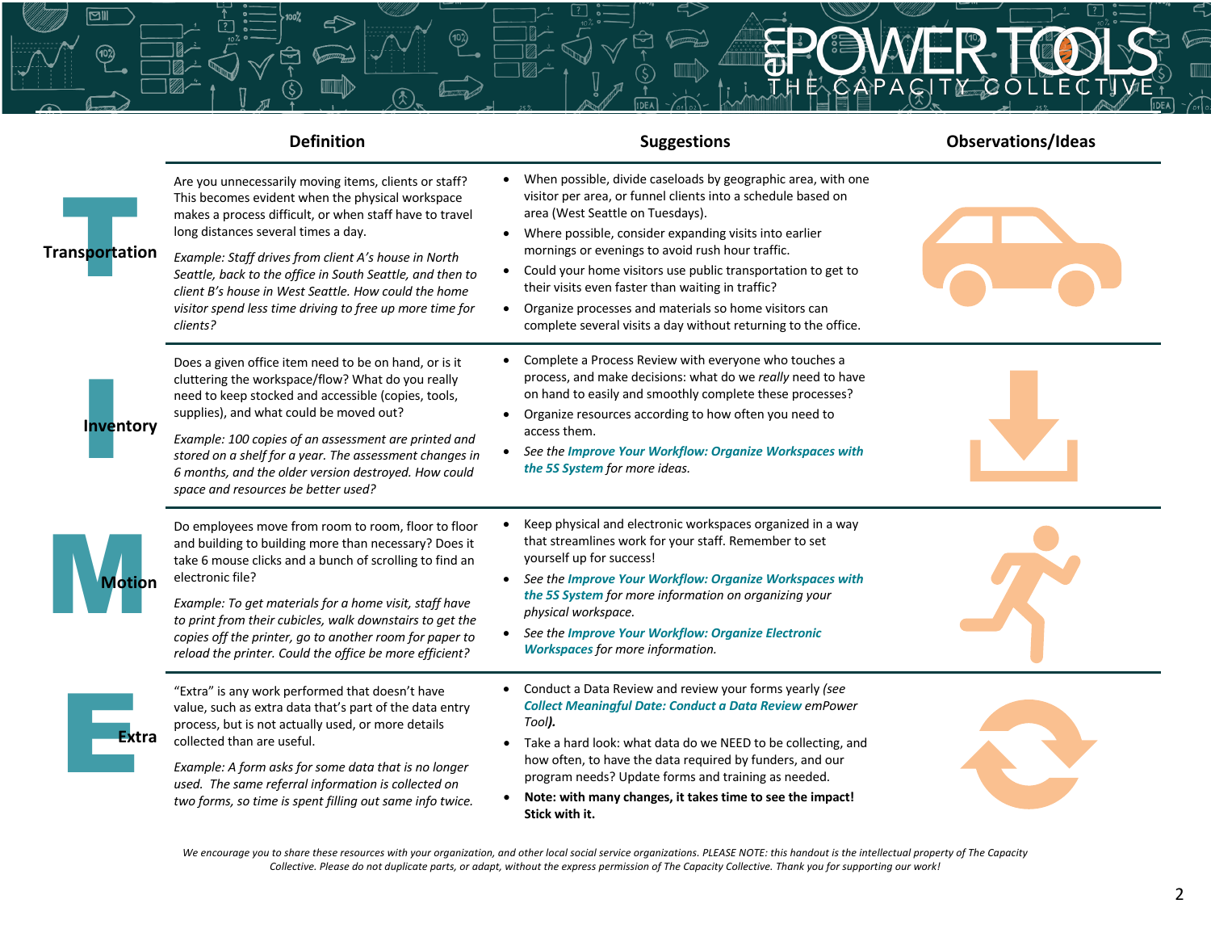| | Definition | Suggestions | Observations/Ideas |
|---|---|---|---|
| **Transportation** | Are you unnecessarily moving items, clients or staff? This becomes evident when the physical workspace makes a process difficult, or when staff have to travel long distances several times a day.<br><br>*Example: Staff drives from client A's house in North Seattle, back to the office in South Seattle, and then to client B's house in West Seattle. How could the home visitor spend less time driving to free up more time for clients?* | • When possible, divide caseloads by geographic area, with one visitor per area, or funnel clients into a schedule based on area (West Seattle on Tuesdays).<br>• Where possible, consider expanding visits into earlier mornings or evenings to avoid rush hour traffic.<br>• Could your home visitors use public transportation to get to their visits even faster than waiting in traffic?<br>• Organize processes and materials so home visitors can complete several visits a day without returning to the office. | |
| **Inventory** | Does a given office item need to be on hand, or is it cluttering the workspace/flow? What do you really need to keep stocked and accessible (copies, tools, supplies), and what could be moved out?<br><br>*Example: 100 copies of an assessment are printed and stored on a shelf for a year. The assessment changes in 6 months, and the older version destroyed. How could space and resources be better used?* | • Complete a Process Review with everyone who touches a process, and make decisions: what do we *really* need to have on hand to easily and smoothly complete these processes?<br>• Organize resources according to how often you need to access them.<br>• *See the* ***Improve Your Workflow: Organize Workspaces with the 5S System*** *for more ideas.* | |
| **Motion** | Do employees move from room to room, floor to floor and building to building more than necessary? Does it take 6 mouse clicks and a bunch of scrolling to find an electronic file?<br><br>*Example: To get materials for a home visit, staff have to print from their cubicles, walk downstairs to get the copies off the printer, go to another room for paper to reload the printer. Could the office be more efficient?* | • Keep physical and electronic workspaces organized in a way that streamlines work for your staff. Remember to set yourself up for success!<br>• *See the* ***Improve Your Workflow: Organize Workspaces with the 5S System*** *for more information on organizing your physical workspace.*<br>• *See the* ***Improve Your Workflow: Organize Electronic Workspaces*** *for more information.* | |
| **Extra** | "Extra" is any work performed that doesn't have value, such as extra data that's part of the data entry process, but is not actually used, or more details collected than are useful.<br><br>*Example: A form asks for some data that is no longer used. The same referral information is collected on two forms, so time is spent filling out same info twice.* | • Conduct a Data Review and review your forms yearly *(see* ***Collect Meaningful Date: Conduct a Data Review*** *emPower Tool****)****.*<br>• Take a hard look: what data do we NEED to be collecting, and how often, to have the data required by funders, and our program needs? Update forms and training as needed.<br>• **Note: with many changes, it takes time to see the impact! Stick with it.** | |

*We encourage you to share these resources with your organization, and other local social service organizations. PLEASE NOTE: this handout is the intellectual property of The Capacity Collective. Please do not duplicate parts, or adapt, without the express permission of The Capacity Collective. Thank you for supporting our work!*